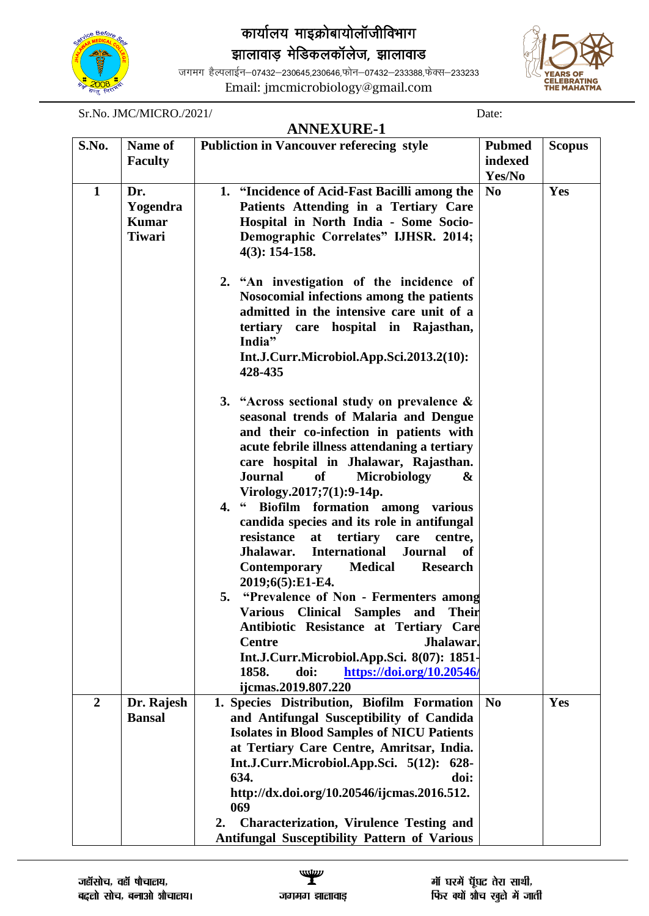# कार्यालय माइक्रोबायोलॉजीविभाग

## झालावाड़ मेडिकलकॉलेज, झालावाड

जगमग हैल्पलाईन–07432–230645,230646,फोन–07432–233388,फेक्स–233233

Email: jmcmicrobiology@gmail.com

Sr.No. JMC/MICRO./2021/ Date:

## ANNEXURE-1

| S.No. | Name of Faculty | Publiction in Vancouver referecing style | Pubmed indexed Yes/No | Scopus |
|---|---|---|---|---|
| 1 | Dr. Yogendra Kumar Tiwari | 1. "Incidence of Acid-Fast Bacilli among the Patients Attending in a Tertiary Care Hospital in North India - Some Socio-Demographic Correlates" IJHSR. 2014; 4(3): 154-158.<br><br>2. "An investigation of the incidence of Nosocomial infections among the patients admitted in the intensive care unit of a tertiary care hospital in Rajasthan, India" Int.J.Curr.Microbiol.App.Sci.2013.2(10): 428-435<br><br>3. "Across sectional study on prevalence & seasonal trends of Malaria and Dengue and their co-infection in patients with acute febrile illness attendaning a tertiary care hospital in Jhalawar, Rajasthan. Journal of Microbiology & Virology.2017;7(1):9-14p.<br>4. " Biofilm formation among various candida species and its role in antifungal resistance at tertiary care centre, Jhalawar. International Journal of Contemporary Medical Research 2019;6(5):E1-E4.<br>5. "Prevalence of Non - Fermenters among Various Clinical Samples and Their Antibiotic Resistance at Tertiary Care Centre Jhalawar. Int.J.Curr.Microbiol.App.Sci. 8(07): 1851-1858. doi: https://doi.org/10.20546/ijcmas.2019.807.220 | No | Yes |
| 2 | Dr. Rajesh Bansal | 1. Species Distribution, Biofilm Formation and Antifungal Susceptibility of Candida Isolates in Blood Samples of NICU Patients at Tertiary Care Centre, Amritsar, India. Int.J.Curr.Microbiol.App.Sci. 5(12): 628-634. doi: http://dx.doi.org/10.20546/ijcmas.2016.512.069<br>2. Characterization, Virulence Testing and Antifungal Susceptibility Pattern of Various | No | Yes |

जहॉसोच, वहॉं षौचालय,
बदलो सोच, बनाओ शौचालय।

जगमगा झालावाड़

मॉ घरमें घूॅघट तेरा साथी,
फिर क्यों शौच खुले में जाती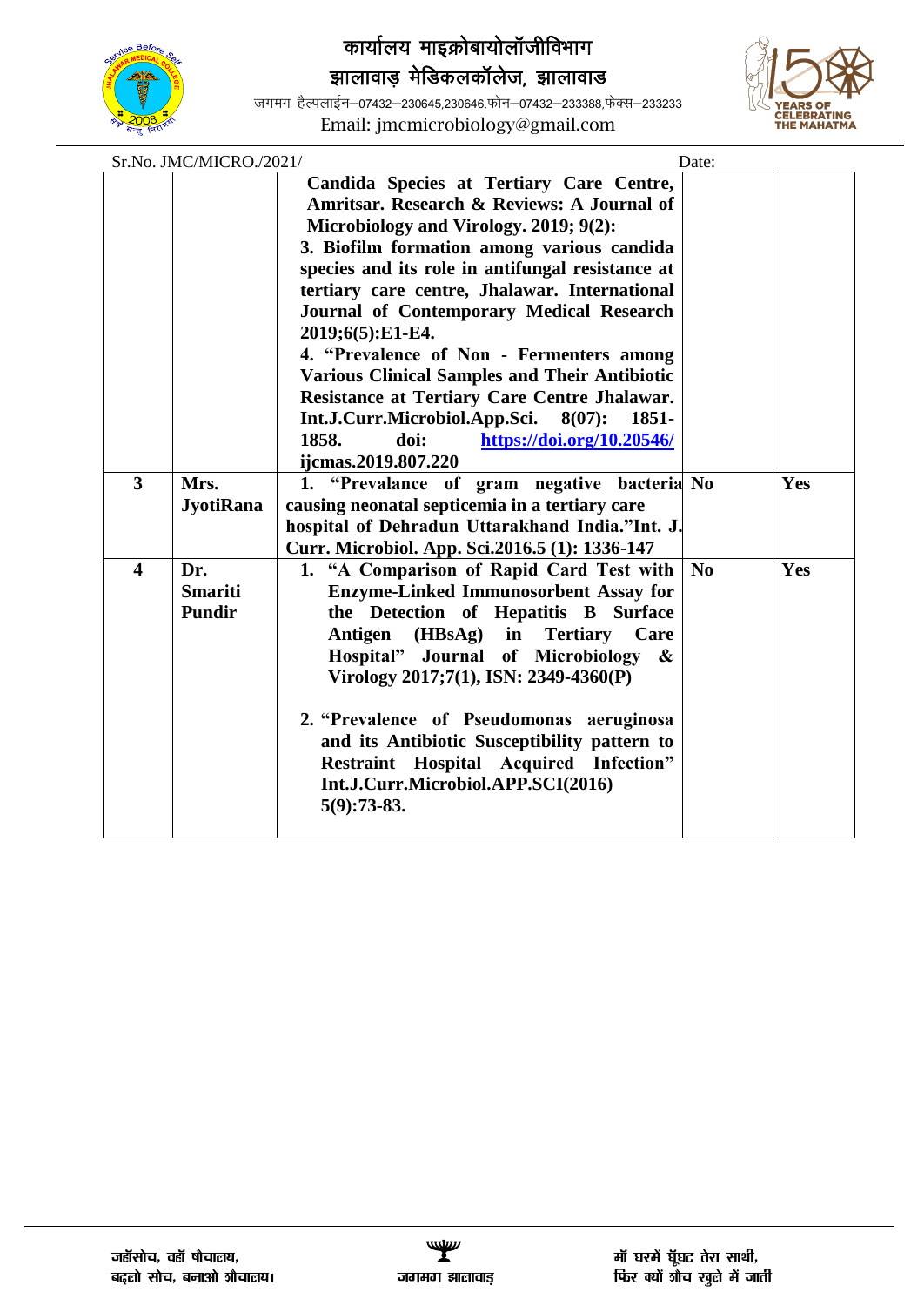# कार्यालय माइक्रोबायोलॉजीविभाग

## झालावाड़ मेडिकलकॉलेज, झालावाड

जगमग हैल्पलाईन–07432–230645,230646,फोन–07432–233388,फेक्स–233233

Email: jmcmicrobiology@gmail.com

Sr.No. JMC/MICRO./2021/ Date:

| | | | | |
|---|---|---|---|---|
| | | **Candida Species at Tertiary Care Centre, Amritsar. Research & Reviews: A Journal of Microbiology and Virology. 2019; 9(2):**<br>**3. Biofilm formation among various candida species and its role in antifungal resistance at tertiary care centre, Jhalawar. International Journal of Contemporary Medical Research 2019;6(5):E1-E4.**<br>**4. "Prevalence of Non - Fermenters among Various Clinical Samples and Their Antibiotic Resistance at Tertiary Care Centre Jhalawar. Int.J.Curr.Microbiol.App.Sci. 8(07): 1851-1858. doi: https://doi.org/10.20546/ijcmas.2019.807.220** | | |
| **3** | **Mrs. JyotiRana** | **1. "Prevalance of gram negative bacteria causing neonatal septicemia in a tertiary care hospital of Dehradun Uttarakhand India."Int. J. Curr. Microbiol. App. Sci.2016.5 (1): 1336-147** | **No** | **Yes** |
| **4** | **Dr. Smariti Pundir** | **1. "A Comparison of Rapid Card Test with Enzyme-Linked Immunosorbent Assay for the Detection of Hepatitis B Surface Antigen (HBsAg) in Tertiary Care Hospital" Journal of Microbiology & Virology 2017;7(1), ISN: 2349-4360(P)**<br><br>**2. "Prevalence of Pseudomonas aeruginosa and its Antibiotic Susceptibility pattern to Restraint Hospital Acquired Infection" Int.J.Curr.Microbiol.APP.SCI(2016) 5(9):73-83.** | **No** | **Yes** |

जहॉसोच, वहॉं पौचालय,
बदलो सोच, बनाओ शौचालय।

जगमग झालावाड़

मॉं घरमें घूँघट तेरा साथी,
फिर क्यों शौच खुले में जाती